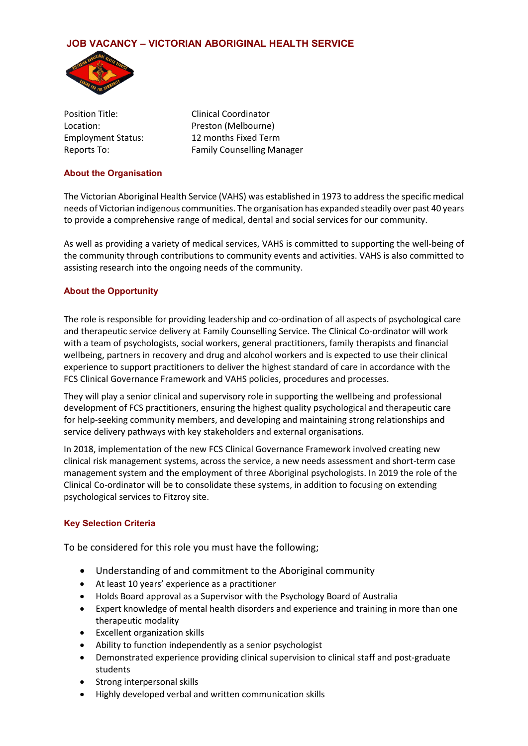# JOB VACANCY – VICTORIAN ABORIGINAL HEALTH SERVICE

| | |
|---|---|
| Position Title: | Clinical Coordinator |
| Location: | Preston (Melbourne) |
| Employment Status: | 12 months Fixed Term |
| Reports To: | Family Counselling Manager |

## About the Organisation

The Victorian Aboriginal Health Service (VAHS) was established in 1973 to address the specific medical needs of Victorian indigenous communities. The organisation has expanded steadily over past 40 years to provide a comprehensive range of medical, dental and social services for our community.

As well as providing a variety of medical services, VAHS is committed to supporting the well-being of the community through contributions to community events and activities. VAHS is also committed to assisting research into the ongoing needs of the community.

## About the Opportunity

The role is responsible for providing leadership and co-ordination of all aspects of psychological care and therapeutic service delivery at Family Counselling Service. The Clinical Co-ordinator will work with a team of psychologists, social workers, general practitioners, family therapists and financial wellbeing, partners in recovery and drug and alcohol workers and is expected to use their clinical experience to support practitioners to deliver the highest standard of care in accordance with the FCS Clinical Governance Framework and VAHS policies, procedures and processes.

They will play a senior clinical and supervisory role in supporting the wellbeing and professional development of FCS practitioners, ensuring the highest quality psychological and therapeutic care for help-seeking community members, and developing and maintaining strong relationships and service delivery pathways with key stakeholders and external organisations.

In 2018, implementation of the new FCS Clinical Governance Framework involved creating new clinical risk management systems, across the service, a new needs assessment and short-term case management system and the employment of three Aboriginal psychologists. In 2019 the role of the Clinical Co-ordinator will be to consolidate these systems, in addition to focusing on extending psychological services to Fitzroy site.

## Key Selection Criteria

To be considered for this role you must have the following;

- Understanding of and commitment to the Aboriginal community
- At least 10 years' experience as a practitioner
- Holds Board approval as a Supervisor with the Psychology Board of Australia
- Expert knowledge of mental health disorders and experience and training in more than one therapeutic modality
- Excellent organization skills
- Ability to function independently as a senior psychologist
- Demonstrated experience providing clinical supervision to clinical staff and post-graduate students
- Strong interpersonal skills
- Highly developed verbal and written communication skills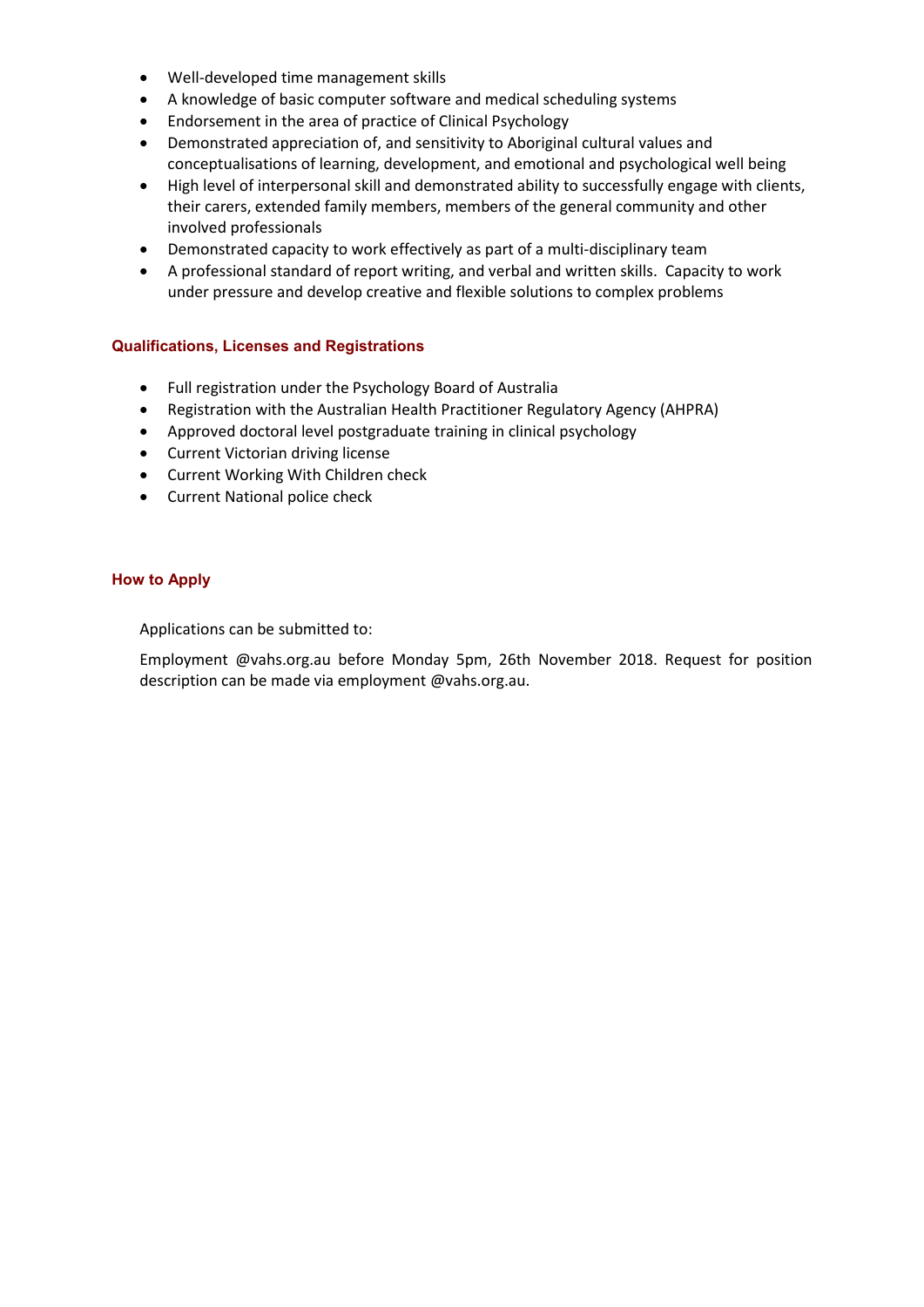- Well-developed time management skills
- A knowledge of basic computer software and medical scheduling systems
- Endorsement in the area of practice of Clinical Psychology
- Demonstrated appreciation of, and sensitivity to Aboriginal cultural values and conceptualisations of learning, development, and emotional and psychological well being
- High level of interpersonal skill and demonstrated ability to successfully engage with clients, their carers, extended family members, members of the general community and other involved professionals
- Demonstrated capacity to work effectively as part of a multi-disciplinary team
- A professional standard of report writing, and verbal and written skills. Capacity to work under pressure and develop creative and flexible solutions to complex problems

### Qualifications, Licenses and Registrations

- Full registration under the Psychology Board of Australia
- Registration with the Australian Health Practitioner Regulatory Agency (AHPRA)
- Approved doctoral level postgraduate training in clinical psychology
- Current Victorian driving license
- Current Working With Children check
- Current National police check

### How to Apply

Applications can be submitted to:

Employment @vahs.org.au before Monday 5pm, 26th November 2018. Request for position description can be made via employment @vahs.org.au.